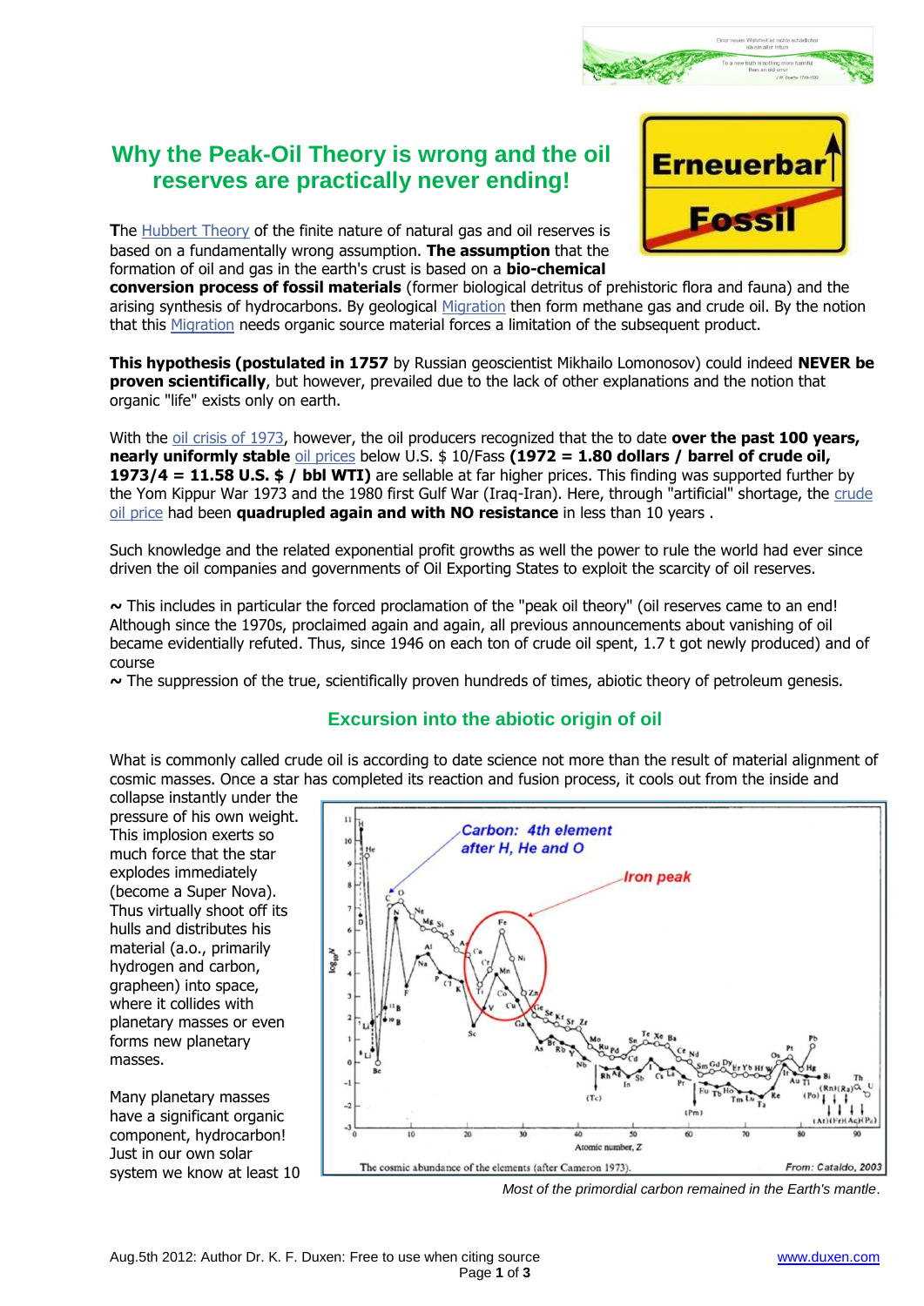# Why the Peak-Oil Theory is wrong and the oil reserves are practically never ending!

**T**he Hubbert Theory of the finite nature of natural gas and oil reserves is based on a fundamentally wrong assumption. **The assumption** that the formation of oil and gas in the earth's crust is based on a **bio-chemical conversion process of fossil materials** (former biological detritus of prehistoric flora and fauna) and the arising synthesis of hydrocarbons. By geological Migration then form methane gas and crude oil. By the notion that this Migration needs organic source material forces a limitation of the subsequent product.

**This hypothesis (postulated in 1757** by Russian geoscientist Mikhailo Lomonosov) could indeed **NEVER be proven scientifically**, but however, prevailed due to the lack of other explanations and the notion that organic "life" exists only on earth.

With the oil crisis of 1973, however, the oil producers recognized that the to date **over the past 100 years, nearly uniformly stable** oil prices below U.S. $ 10/Fass **(1972 = 1.80 dollars / barrel of crude oil, 1973/4 = 11.58 U.S. $ / bbl WTI)** are sellable at far higher prices. This finding was supported further by the Yom Kippur War 1973 and the 1980 first Gulf War (Iraq-Iran). Here, through "artificial" shortage, the crude oil price had been **quadrupled again and with NO resistance** in less than 10 years .

Such knowledge and the related exponential profit growths as well the power to rule the world had ever since driven the oil companies and governments of Oil Exporting States to exploit the scarcity of oil reserves.

**~** This includes in particular the forced proclamation of the "peak oil theory" (oil reserves came to an end! Although since the 1970s, proclaimed again and again, all previous announcements about vanishing of oil became evidentially refuted. Thus, since 1946 on each ton of crude oil spent, 1.7 t got newly produced) and of course

**~** The suppression of the true, scientifically proven hundreds of times, abiotic theory of petroleum genesis.

## Excursion into the abiotic origin of oil

What is commonly called crude oil is according to date science not more than the result of material alignment of cosmic masses. Once a star has completed its reaction and fusion process, it cools out from the inside and collapse instantly under the pressure of his own weight. This implosion exerts so much force that the star explodes immediately (become a Super Nova). Thus virtually shoot off its hulls and distributes his material (a.o., primarily hydrogen and carbon, grapheen) into space, where it collides with planetary masses or even forms new planetary masses.

Many planetary masses have a significant organic component, hydrocarbon! Just in our own solar system we know at least 10

*Most of the primordial carbon remained in the Earth's mantle*.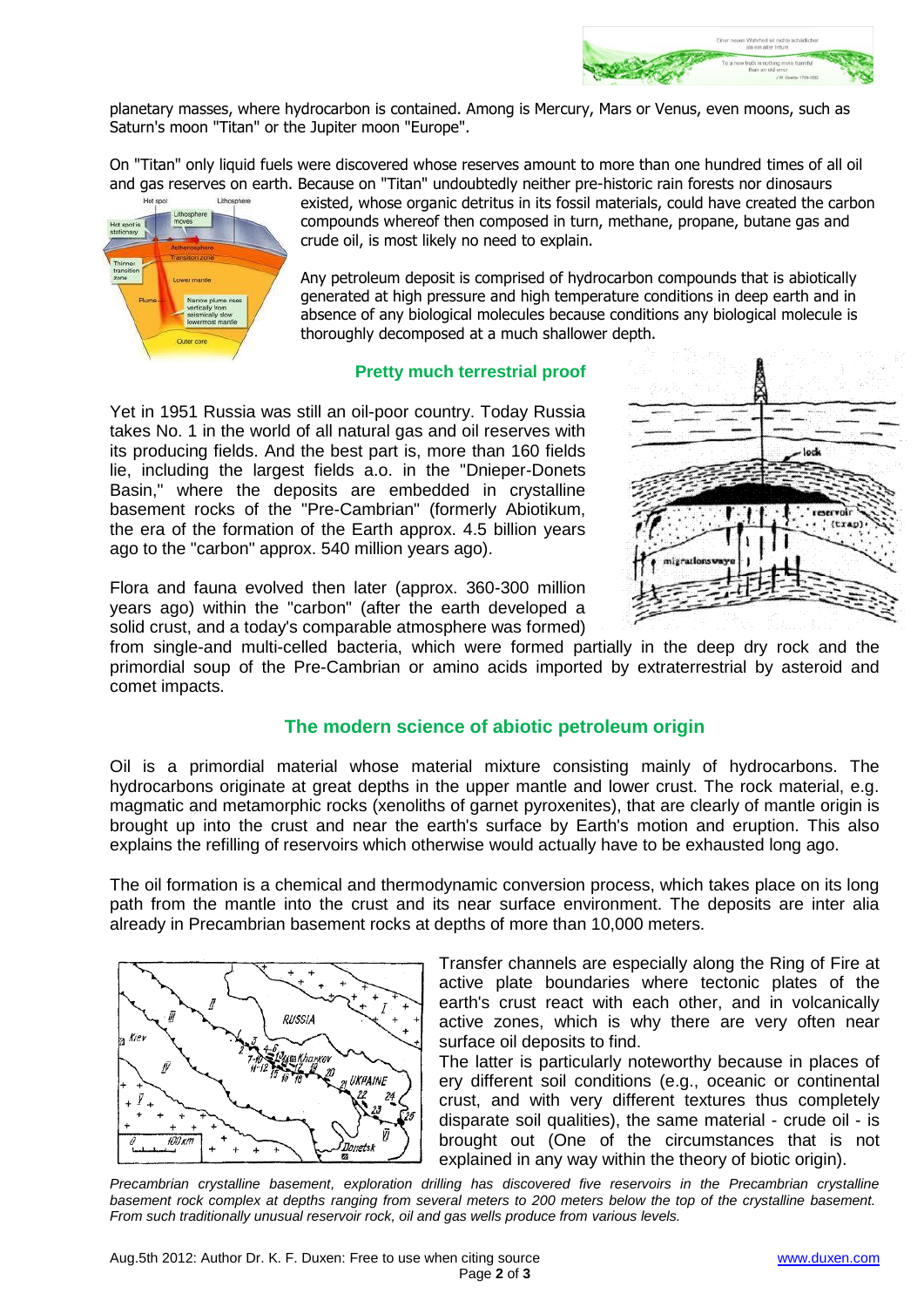planetary masses, where hydrocarbon is contained. Among is Mercury, Mars or Venus, even moons, such as Saturn's moon "Titan" or the Jupiter moon "Europe".

On "Titan" only liquid fuels were discovered whose reserves amount to more than one hundred times of all oil and gas reserves on earth. Because on "Titan" undoubtedly neither pre-historic rain forests nor dinosaurs existed, whose organic detritus in its fossil materials, could have created the carbon compounds whereof then composed in turn, methane, propane, butane gas and crude oil, is most likely no need to explain.

Any petroleum deposit is comprised of hydrocarbon compounds that is abiotically generated at high pressure and high temperature conditions in deep earth and in absence of any biological molecules because conditions any biological molecule is thoroughly decomposed at a much shallower depth.

### Pretty much terrestrial proof

Yet in 1951 Russia was still an oil-poor country. Today Russia takes No. 1 in the world of all natural gas and oil reserves with its producing fields. And the best part is, more than 160 fields lie, including the largest fields a.o. in the "Dnieper-Donets Basin," where the deposits are embedded in crystalline basement rocks of the "Pre-Cambrian" (formerly Abiotikum, the era of the formation of the Earth approx. 4.5 billion years ago to the "carbon" approx. 540 million years ago).

Flora and fauna evolved then later (approx. 360-300 million years ago) within the "carbon" (after the earth developed a solid crust, and a today's comparable atmosphere was formed) from single-and multi-celled bacteria, which were formed partially in the deep dry rock and the primordial soup of the Pre-Cambrian or amino acids imported by extraterrestrial by asteroid and comet impacts.

## The modern science of abiotic petroleum origin

Oil is a primordial material whose material mixture consisting mainly of hydrocarbons. The hydrocarbons originate at great depths in the upper mantle and lower crust. The rock material, e.g. magmatic and metamorphic rocks (xenoliths of garnet pyroxenites), that are clearly of mantle origin is brought up into the crust and near the earth's surface by Earth's motion and eruption. This also explains the refilling of reservoirs which otherwise would actually have to be exhausted long ago.

The oil formation is a chemical and thermodynamic conversion process, which takes place on its long path from the mantle into the crust and its near surface environment. The deposits are inter alia already in Precambrian basement rocks at depths of more than 10,000 meters.

Transfer channels are especially along the Ring of Fire at active plate boundaries where tectonic plates of the earth's crust react with each other, and in volcanically active zones, which is why there are very often near surface oil deposits to find.

The latter is particularly noteworthy because in places of ery different soil conditions (e.g., oceanic or continental crust, and with very different textures thus completely disparate soil qualities), the same material - crude oil - is brought out (One of the circumstances that is not explained in any way within the theory of biotic origin).

*Precambrian crystalline basement, exploration drilling has discovered five reservoirs in the Precambrian crystalline basement rock complex at depths ranging from several meters to 200 meters below the top of the crystalline basement. From such traditionally unusual reservoir rock, oil and gas wells produce from various levels.*

Aug.5th 2012: Author Dr. K. F. Duxen: Free to use when citing source www.duxen.com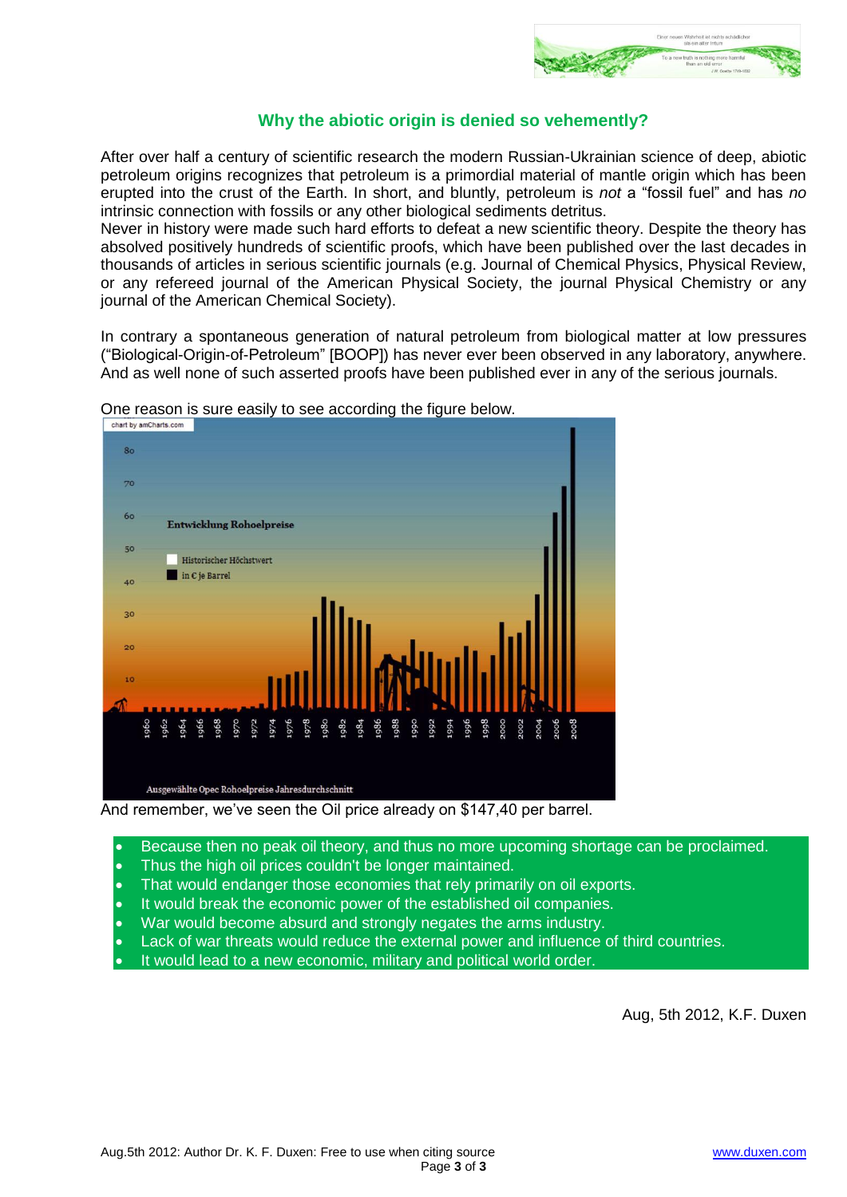## Why the abiotic origin is denied so vehemently?

After over half a century of scientific research the modern Russian-Ukrainian science of deep, abiotic petroleum origins recognizes that petroleum is a primordial material of mantle origin which has been erupted into the crust of the Earth. In short, and bluntly, petroleum is *not* a "fossil fuel" and has *no* intrinsic connection with fossils or any other biological sediments detritus.
Never in history were made such hard efforts to defeat a new scientific theory. Despite the theory has absolved positively hundreds of scientific proofs, which have been published over the last decades in thousands of articles in serious scientific journals (e.g. Journal of Chemical Physics, Physical Review, or any refereed journal of the American Physical Society, the journal Physical Chemistry or any journal of the American Chemical Society).

In contrary a spontaneous generation of natural petroleum from biological matter at low pressures ("Biological-Origin-of-Petroleum" [BOOP]) has never ever been observed in any laboratory, anywhere. And as well none of such asserted proofs have been published ever in any of the serious journals.

One reason is sure easily to see according the figure below.

chart by amCharts.com

Entwicklung Rohoelpreise

Historischer Höchstwert

in € je Barrel

80
70
60
50
40
30
20
10

1960 1962 1964 1966 1968 1970 1972 1974 1976 1978 1980 1982 1984 1986 1988 1990 1992 1994 1996 1998 2000 2002 2004 2006 2008

Ausgewählte Opec Rohoelpreise Jahresdurchschnitt

And remember, we've seen the Oil price already on $147,40 per barrel.

- Because then no peak oil theory, and thus no more upcoming shortage can be proclaimed.
- Thus the high oil prices couldn't be longer maintained.
- That would endanger those economies that rely primarily on oil exports.
- It would break the economic power of the established oil companies.
- War would become absurd and strongly negates the arms industry.
- Lack of war threats would reduce the external power and influence of third countries.
- It would lead to a new economic, military and political world order.

Aug, 5th 2012, K.F. Duxen